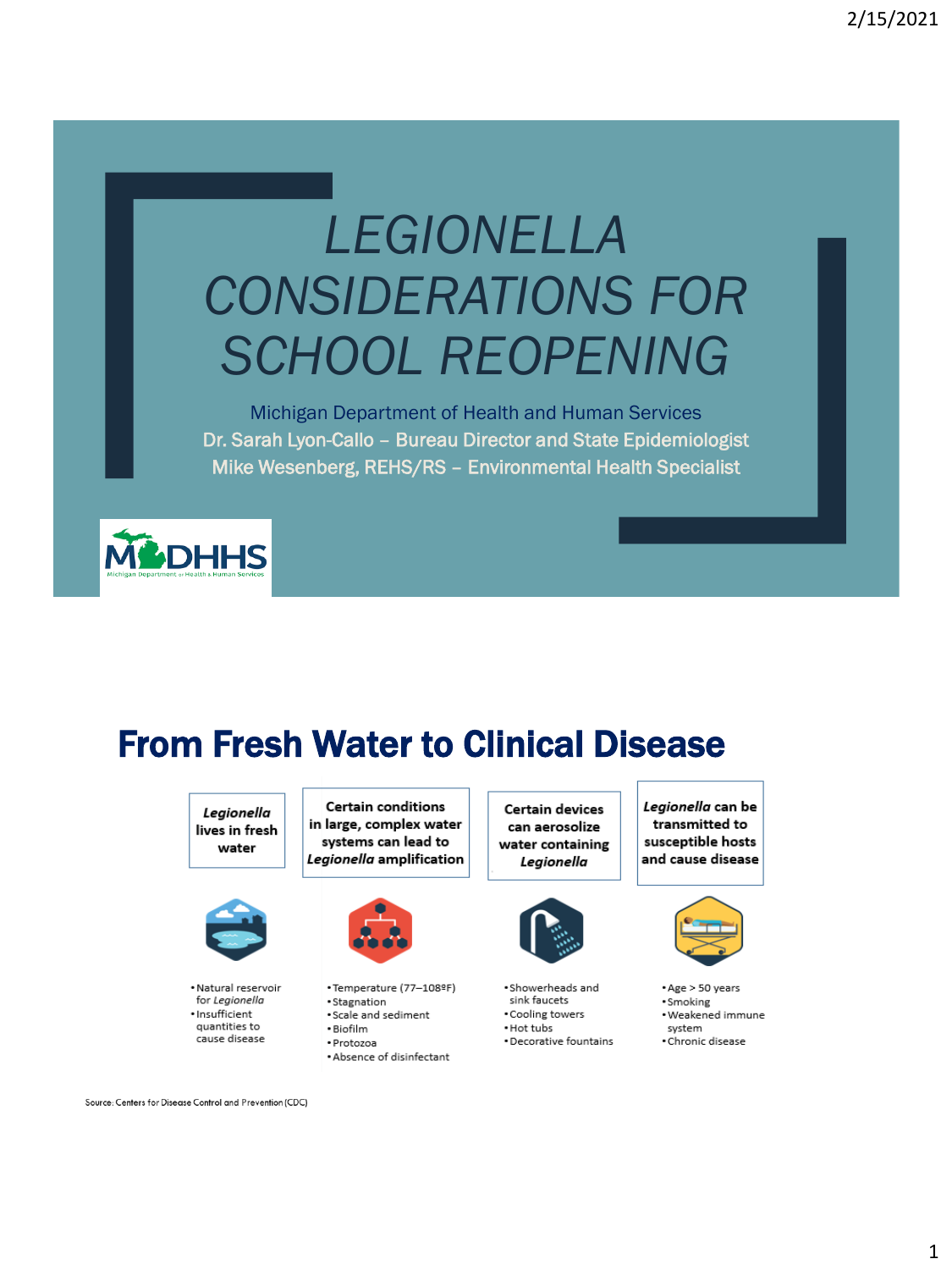# LEGIONELLA CONSIDERATIONS FOR SCHOOL REOPENING

Michigan Department of Health and Human Services

Dr. Sarah Lyon-Callo – Bureau Director and State Epidemiologist

Mike Wesenberg, REHS/RS – Environmental Health Specialist

MDHHS Michigan Department of Health & Human Services

## From Fresh Water to Clinical Disease

***Legionella*** **lives in fresh water**

- Natural reservoir for *Legionella*
- Insufficient quantities to cause disease

**Certain conditions in large, complex water systems can lead to** ***Legionella*** **amplification**

- Temperature (77–108ºF)
- Stagnation
- Scale and sediment
- Biofilm
- Protozoa
- Absence of disinfectant

**Certain devices can aerosolize water containing** ***Legionella***

- Showerheads and sink faucets
- Cooling towers
- Hot tubs
- Decorative fountains

***Legionella*** **can be transmitted to susceptible hosts and cause disease**

- Age > 50 years
- Smoking
- Weakened immune system
- Chronic disease

Source: Centers for Disease Control and Prevention (CDC)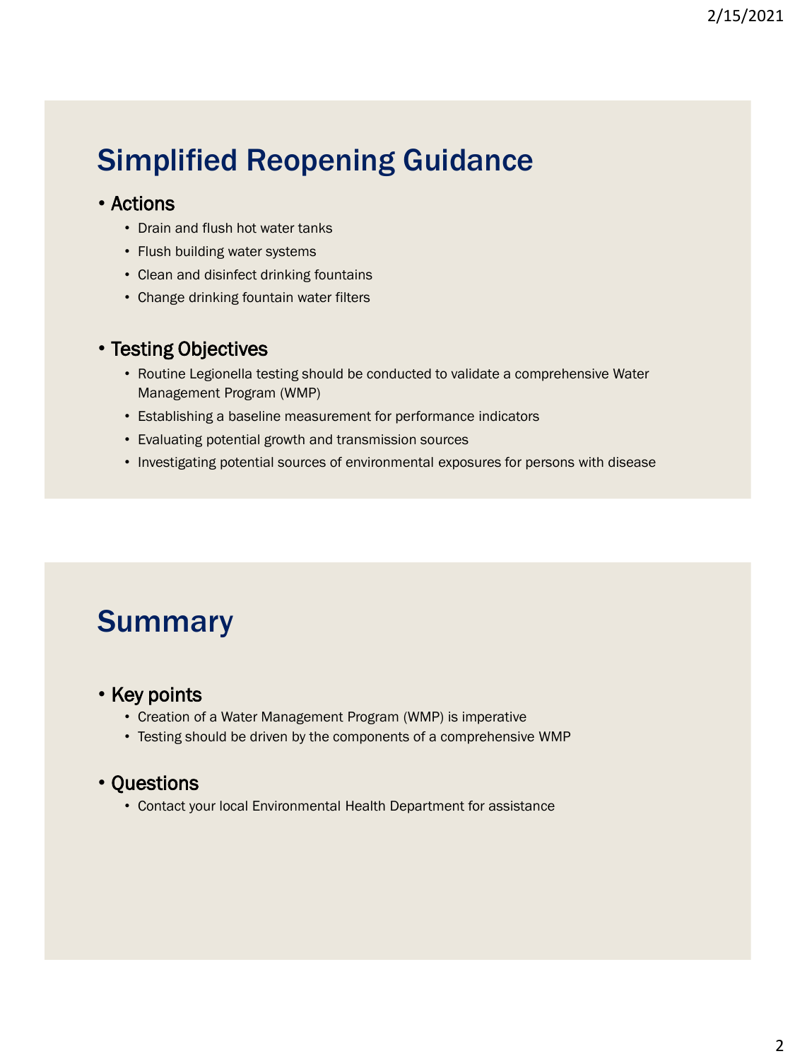# Simplified Reopening Guidance

- Actions
  - Drain and flush hot water tanks
  - Flush building water systems
  - Clean and disinfect drinking fountains
  - Change drinking fountain water filters

- Testing Objectives
  - Routine Legionella testing should be conducted to validate a comprehensive Water Management Program (WMP)
  - Establishing a baseline measurement for performance indicators
  - Evaluating potential growth and transmission sources
  - Investigating potential sources of environmental exposures for persons with disease

# Summary

- Key points
  - Creation of a Water Management Program (WMP) is imperative
  - Testing should be driven by the components of a comprehensive WMP

- Questions
  - Contact your local Environmental Health Department for assistance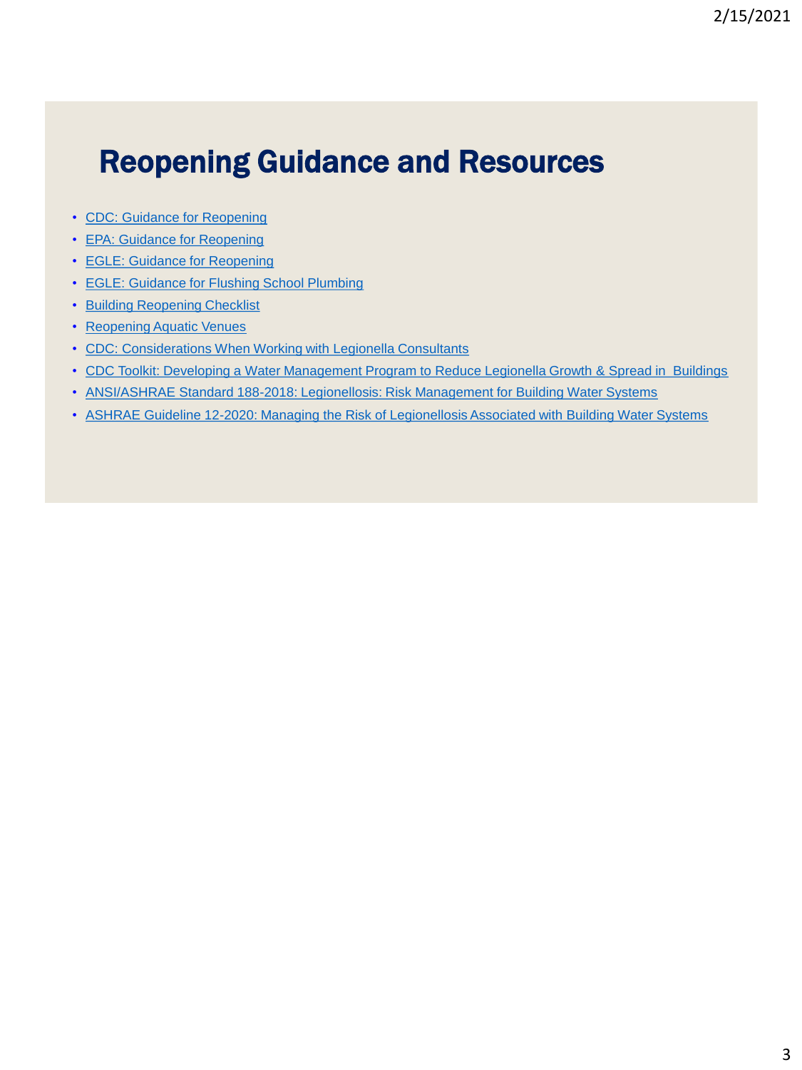# Reopening Guidance and Resources

- CDC: Guidance for Reopening
- EPA: Guidance for Reopening
- EGLE: Guidance for Reopening
- EGLE: Guidance for Flushing School Plumbing
- Building Reopening Checklist
- Reopening Aquatic Venues
- CDC: Considerations When Working with Legionella Consultants
- CDC Toolkit: Developing a Water Management Program to Reduce Legionella Growth & Spread in Buildings
- ANSI/ASHRAE Standard 188-2018: Legionellosis: Risk Management for Building Water Systems
- ASHRAE Guideline 12-2020: Managing the Risk of Legionellosis Associated with Building Water Systems